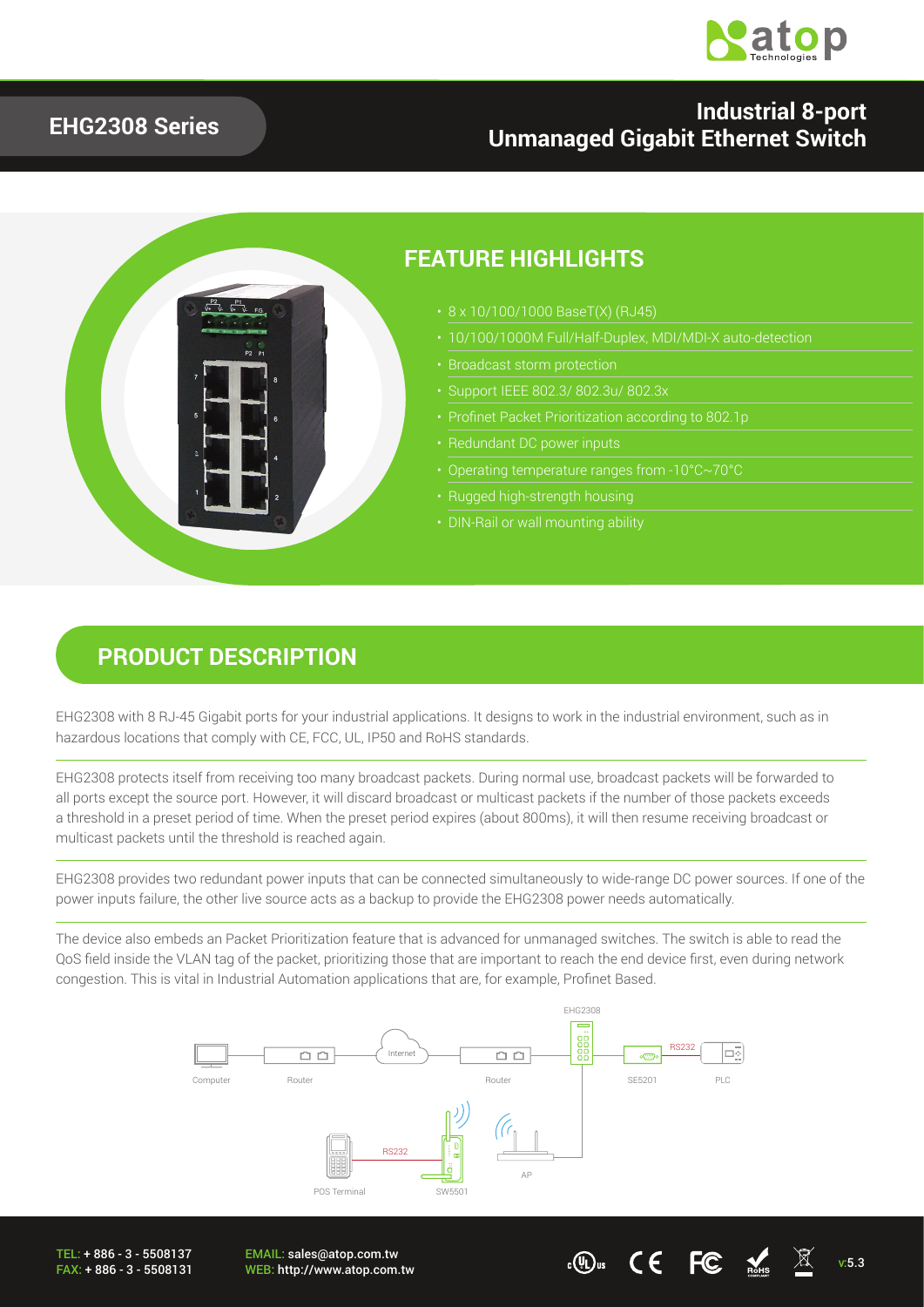# EHG2308 Series

## Industrial 8-port Unmanaged Gigabit Ethernet Switch

## FEATURE HIGHLIGHTS

- 8 x 10/100/1000 BaseT(X) (RJ45)
- 10/100/1000M Full/Half-Duplex, MDI/MDI-X auto-detection
- Broadcast storm protection
- Support IEEE 802.3/ 802.3u/ 802.3x
- Profinet Packet Prioritization according to 802.1p
- Redundant DC power inputs
- Operating temperature ranges from -10°C~70°C
- Rugged high-strength housing
- DIN-Rail or wall mounting ability

## PRODUCT DESCRIPTION

EHG2308 with 8 RJ-45 Gigabit ports for your industrial applications. It designs to work in the industrial environment, such as in hazardous locations that comply with CE, FCC, UL, IP50 and RoHS standards.

EHG2308 protects itself from receiving too many broadcast packets. During normal use, broadcast packets will be forwarded to all ports except the source port. However, it will discard broadcast or multicast packets if the number of those packets exceeds a threshold in a preset period of time. When the preset period expires (about 800ms), it will then resume receiving broadcast or multicast packets until the threshold is reached again.

EHG2308 provides two redundant power inputs that can be connected simultaneously to wide-range DC power sources. If one of the power inputs failure, the other live source acts as a backup to provide the EHG2308 power needs automatically.

The device also embeds an Packet Prioritization feature that is advanced for unmanaged switches. The switch is able to read the QoS field inside the VLAN tag of the packet, prioritizing those that are important to reach the end device first, even during network congestion. This is vital in Industrial Automation applications that are, for example, Profinet Based.

TEL: + 886 - 3 - 5508137
FAX: + 886 - 3 - 5508131

EMAIL: sales@atop.com.tw
WEB: http://www.atop.com.tw

v:5.3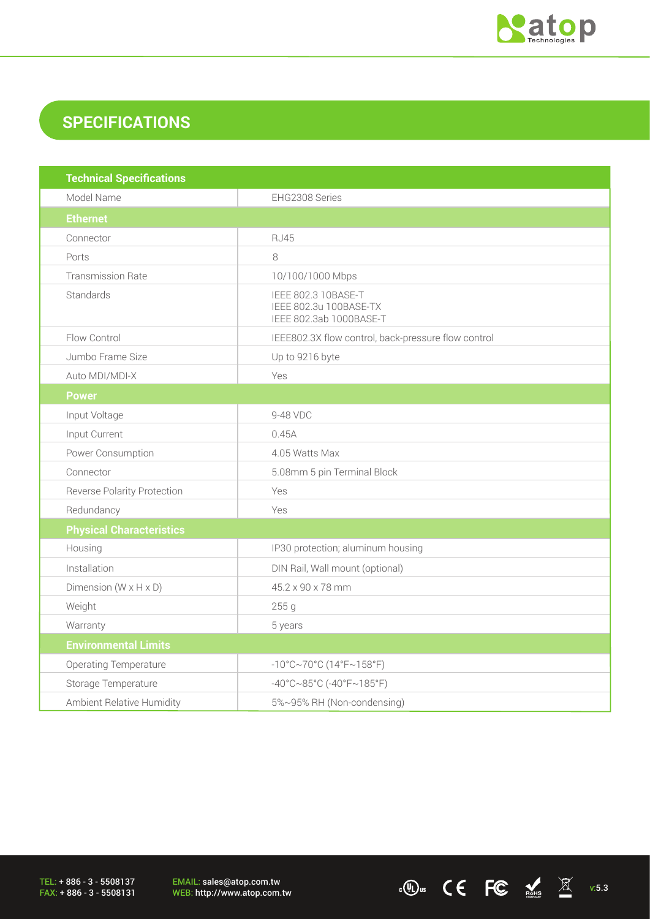## SPECIFICATIONS

| Technical Specifications | |
|---|---|
| Model Name | EHG2308 Series |
| **Ethernet** | |
| Connector | RJ45 |
| Ports | 8 |
| Transmission Rate | 10/100/1000 Mbps |
| Standards | IEEE 802.3 10BASE-T<br>IEEE 802.3u 100BASE-TX<br>IEEE 802.3ab 1000BASE-T |
| Flow Control | IEEE802.3X flow control, back-pressure flow control |
| Jumbo Frame Size | Up to 9216 byte |
| Auto MDI/MDI-X | Yes |
| **Power** | |
| Input Voltage | 9-48 VDC |
| Input Current | 0.45A |
| Power Consumption | 4.05 Watts Max |
| Connector | 5.08mm 5 pin Terminal Block |
| Reverse Polarity Protection | Yes |
| Redundancy | Yes |
| **Physical Characteristics** | |
| Housing | IP30 protection; aluminum housing |
| Installation | DIN Rail, Wall mount (optional) |
| Dimension (W x H x D) | 45.2 x 90 x 78 mm |
| Weight | 255 g |
| Warranty | 5 years |
| **Environmental Limits** | |
| Operating Temperature | -10°C~70°C (14°F~158°F) |
| Storage Temperature | -40°C~85°C (-40°F~185°F) |
| Ambient Relative Humidity | 5%~95% RH (Non-condensing) |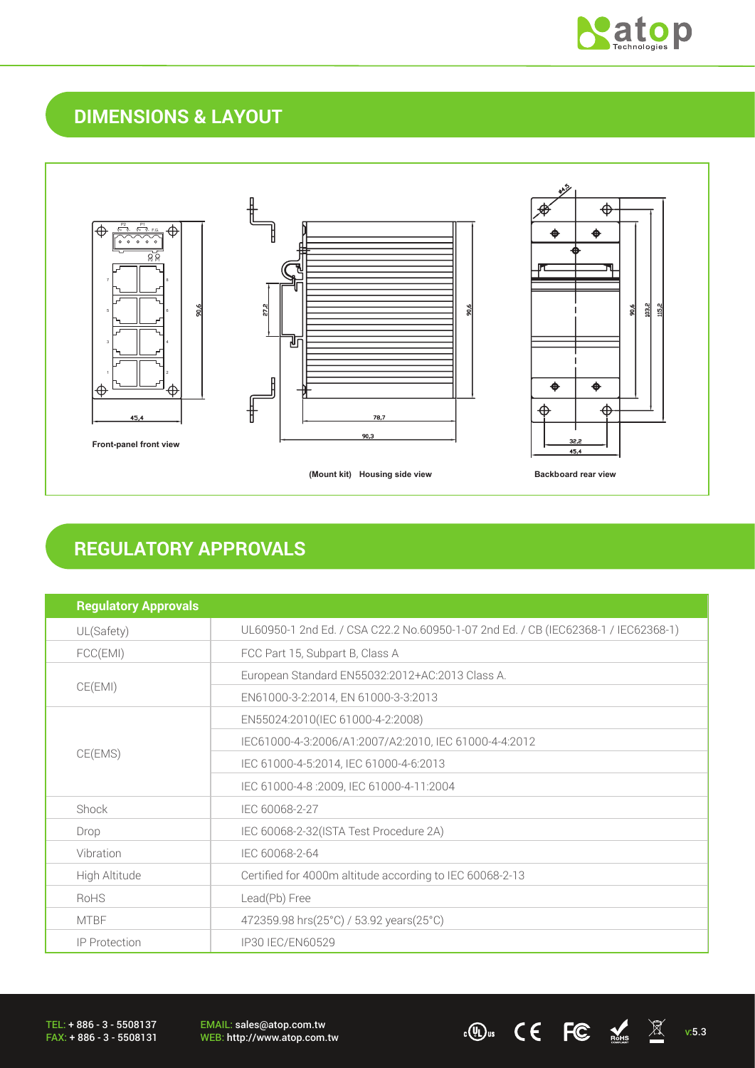## DIMENSIONS & LAYOUT

Front-panel front view

(Mount kit) Housing side view

Backboard rear view

## REGULATORY APPROVALS

| Regulatory Approvals | |
|---|---|
| UL(Safety) | UL60950-1 2nd Ed. / CSA C22.2 No.60950-1-07 2nd Ed. / CB (IEC62368-1 / IEC62368-1) |
| FCC(EMI) | FCC Part 15, Subpart B, Class A |
| CE(EMI) | European Standard EN55032:2012+AC:2013 Class A. |
| | EN61000-3-2:2014, EN 61000-3-3:2013 |
| CE(EMS) | EN55024:2010(IEC 61000-4-2:2008) |
| | IEC61000-4-3:2006/A1:2007/A2:2010, IEC 61000-4-4:2012 |
| | IEC 61000-4-5:2014, IEC 61000-4-6:2013 |
| | IEC 61000-4-8 :2009, IEC 61000-4-11:2004 |
| Shock | IEC 60068-2-27 |
| Drop | IEC 60068-2-32(ISTA Test Procedure 2A) |
| Vibration | IEC 60068-2-64 |
| High Altitude | Certified for 4000m altitude according to IEC 60068-2-13 |
| RoHS | Lead(Pb) Free |
| MTBF | 472359.98 hrs(25°C) / 53.92 years(25°C) |
| IP Protection | IP30 IEC/EN60529 |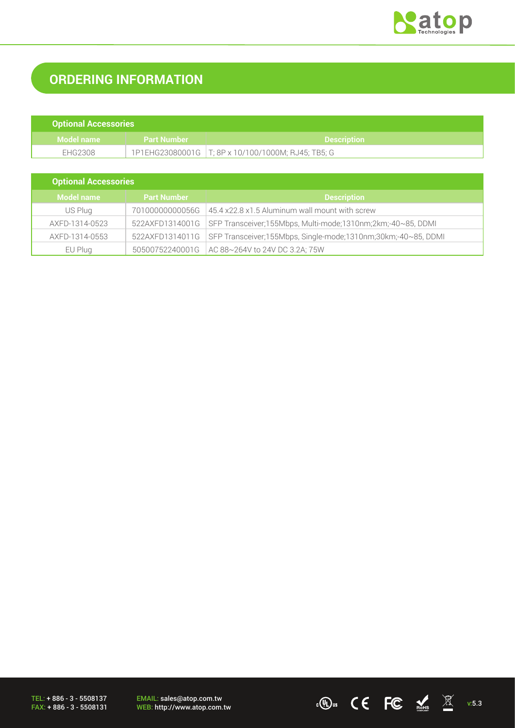## ORDERING INFORMATION

| Optional Accessories | | |
|---|---|---|
| **Model name** | **Part Number** | **Description** |
| EHG2308 | 1P1EHG23080001G | T; 8P x 10/100/1000M; RJ45; TB5; G |

| Optional Accessories | | |
|---|---|---|
| **Model name** | **Part Number** | **Description** |
| US Plug | 70100000000056G | 45.4 x22.8 x1.5 Aluminum wall mount with screw |
| AXFD-1314-0523 | 522AXFD1314001G | SFP Transceiver;155Mbps, Multi-mode;1310nm;2km;-40~85, DDMI |
| AXFD-1314-0553 | 522AXFD1314011G | SFP Transceiver;155Mbps, Single-mode;1310nm;30km;-40~85, DDMI |
| EU Plug | 50500752240001G | AC 88~264V to 24V DC 3.2A; 75W |

TEL: + 886 - 3 - 5508137
FAX: + 886 - 3 - 5508131

EMAIL: sales@atop.com.tw
WEB: http://www.atop.com.tw

v:5.3